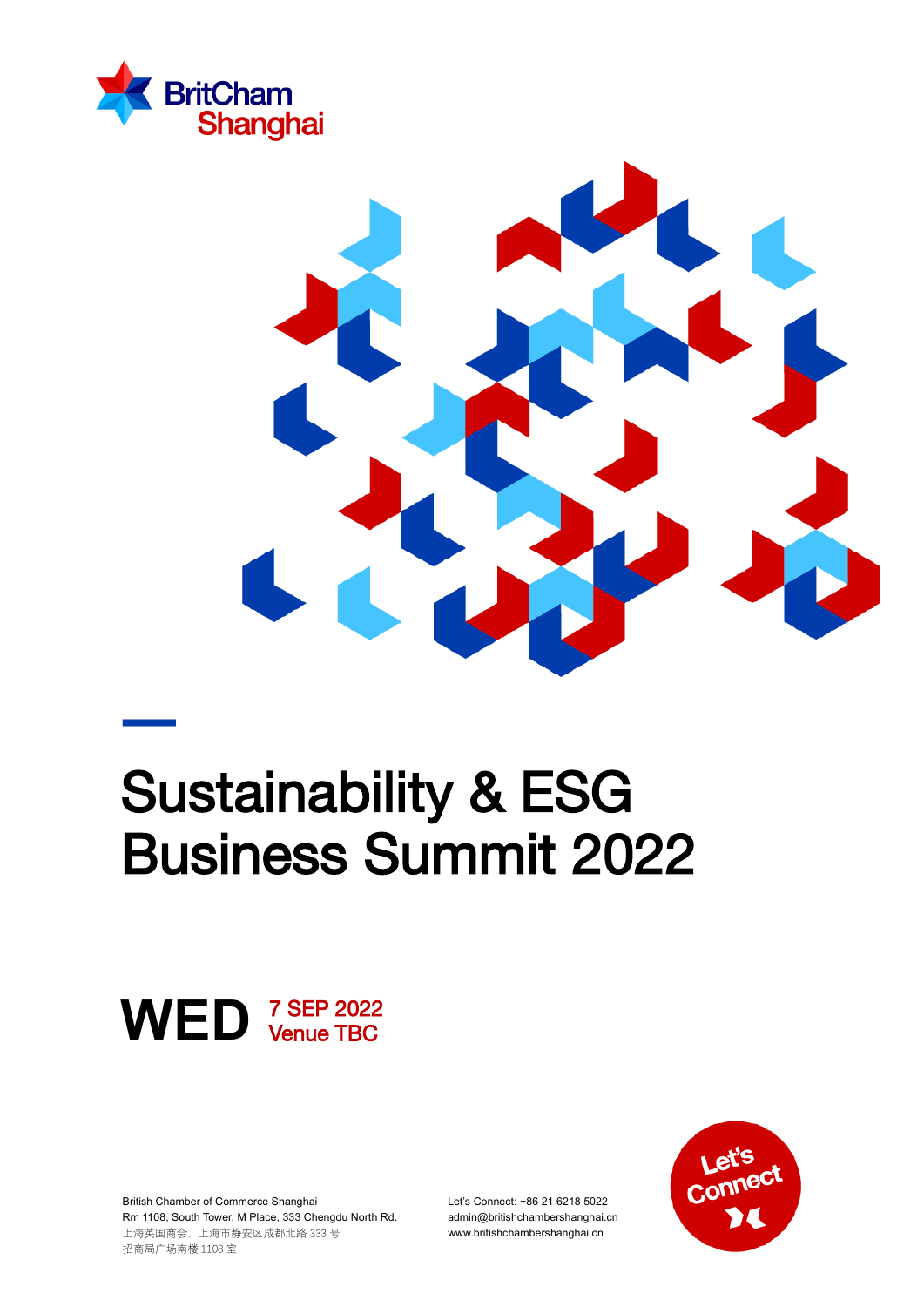BritCham Shanghai

# Sustainability & ESG Business Summit 2022

**WED** 7 SEP 2022
Venue TBC

British Chamber of Commerce Shanghai
Rm 1108, South Tower, M Place, 333 Chengdu North Rd.
上海英国商会，上海市静安区成都北路 333 号
招商局广场南楼 1108 室

Let's Connect: +86 21 6218 5022
admin@britishchambershanghai.cn
www.britishchambershanghai.cn

Let's Connect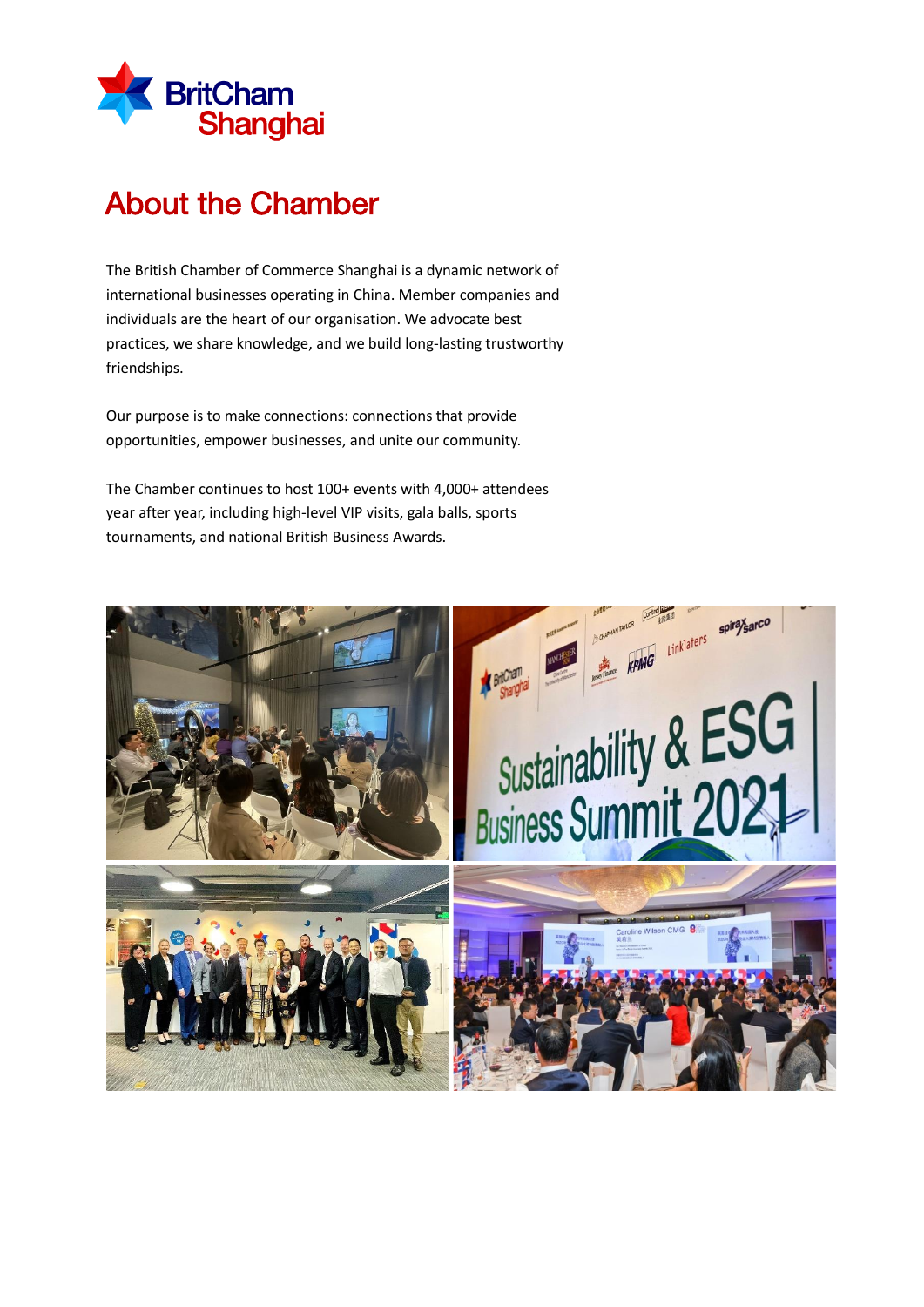BritCham Shanghai

# About the Chamber

The British Chamber of Commerce Shanghai is a dynamic network of international businesses operating in China. Member companies and individuals are the heart of our organisation. We advocate best practices, we share knowledge, and we build long-lasting trustworthy friendships.

Our purpose is to make connections: connections that provide opportunities, empower businesses, and unite our community.

The Chamber continues to host 100+ events with 4,000+ attendees year after year, including high-level VIP visits, gala balls, sports tournaments, and national British Business Awards.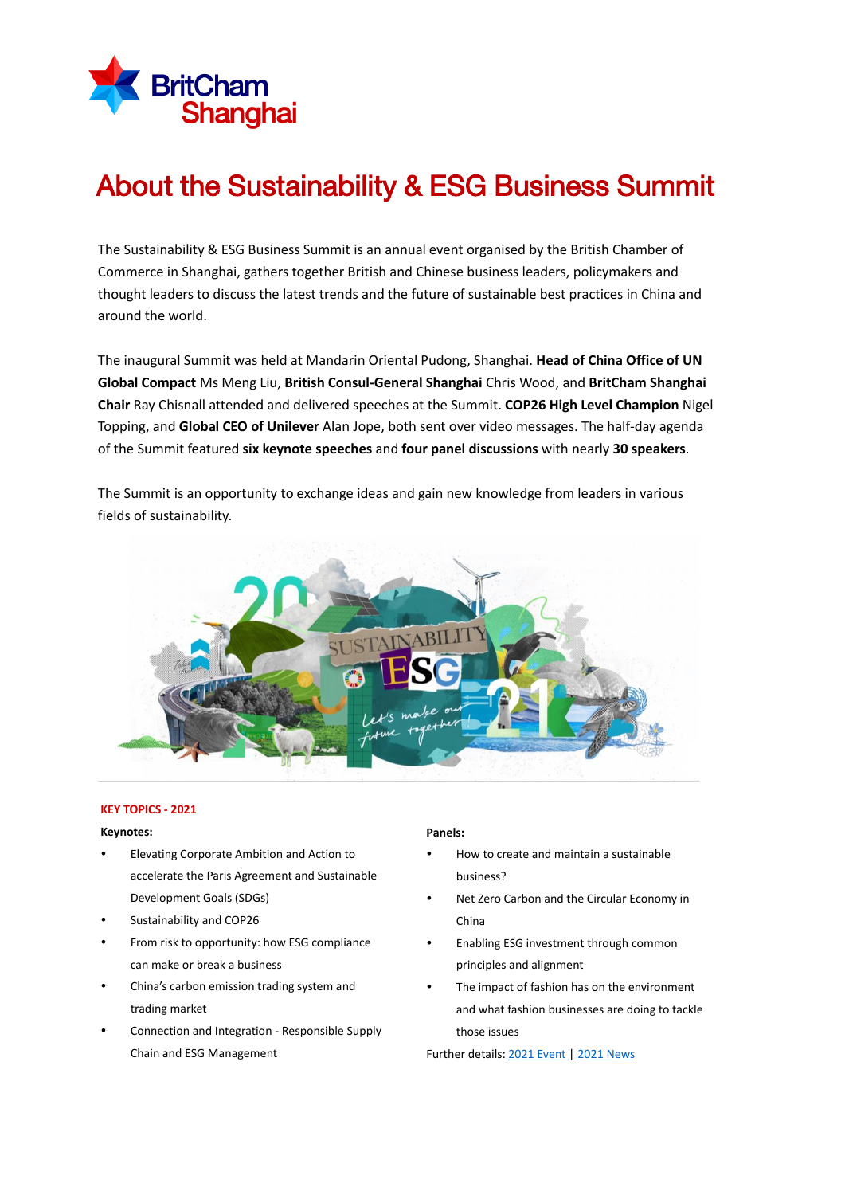# About the Sustainability & ESG Business Summit

The Sustainability & ESG Business Summit is an annual event organised by the British Chamber of Commerce in Shanghai, gathers together British and Chinese business leaders, policymakers and thought leaders to discuss the latest trends and the future of sustainable best practices in China and around the world.

The inaugural Summit was held at Mandarin Oriental Pudong, Shanghai. **Head of China Office of UN Global Compact** Ms Meng Liu, **British Consul-General Shanghai** Chris Wood, and **BritCham Shanghai Chair** Ray Chisnall attended and delivered speeches at the Summit. **COP26 High Level Champion** Nigel Topping, and **Global CEO of Unilever** Alan Jope, both sent over video messages. The half-day agenda of the Summit featured **six keynote speeches** and **four panel discussions** with nearly **30 speakers**.

The Summit is an opportunity to exchange ideas and gain new knowledge from leaders in various fields of sustainability.

**KEY TOPICS - 2021**

**Keynotes:**

- Elevating Corporate Ambition and Action to accelerate the Paris Agreement and Sustainable Development Goals (SDGs)
- Sustainability and COP26
- From risk to opportunity: how ESG compliance can make or break a business
- China's carbon emission trading system and trading market
- Connection and Integration - Responsible Supply Chain and ESG Management

**Panels:**

- How to create and maintain a sustainable business?
- Net Zero Carbon and the Circular Economy in China
- Enabling ESG investment through common principles and alignment
- The impact of fashion has on the environment and what fashion businesses are doing to tackle those issues

Further details: 2021 Event | 2021 News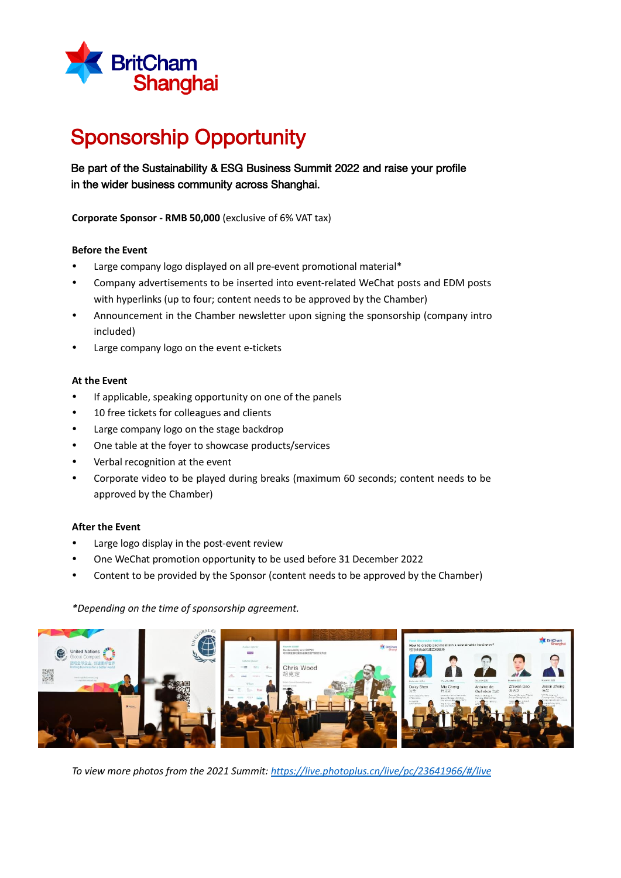BritCham Shanghai

# Sponsorship Opportunity

**Be part of the Sustainability & ESG Business Summit 2022 and raise your profile in the wider business community across Shanghai.**

**Corporate Sponsor - RMB 50,000** (exclusive of 6% VAT tax)

**Before the Event**

- Large company logo displayed on all pre-event promotional material*
- Company advertisements to be inserted into event-related WeChat posts and EDM posts with hyperlinks (up to four; content needs to be approved by the Chamber)
- Announcement in the Chamber newsletter upon signing the sponsorship (company intro included)
- Large company logo on the event e-tickets

**At the Event**

- If applicable, speaking opportunity on one of the panels
- 10 free tickets for colleagues and clients
- Large company logo on the stage backdrop
- One table at the foyer to showcase products/services
- Verbal recognition at the event
- Corporate video to be played during breaks (maximum 60 seconds; content needs to be approved by the Chamber)

**After the Event**

- Large logo display in the post-event review
- One WeChat promotion opportunity to be used before 31 December 2022
- Content to be provided by the Sponsor (content needs to be approved by the Chamber)

*\*Depending on the time of sponsorship agreement.*

*To view more photos from the 2021 Summit:* https://live.photoplus.cn/live/pc/23641966/#/live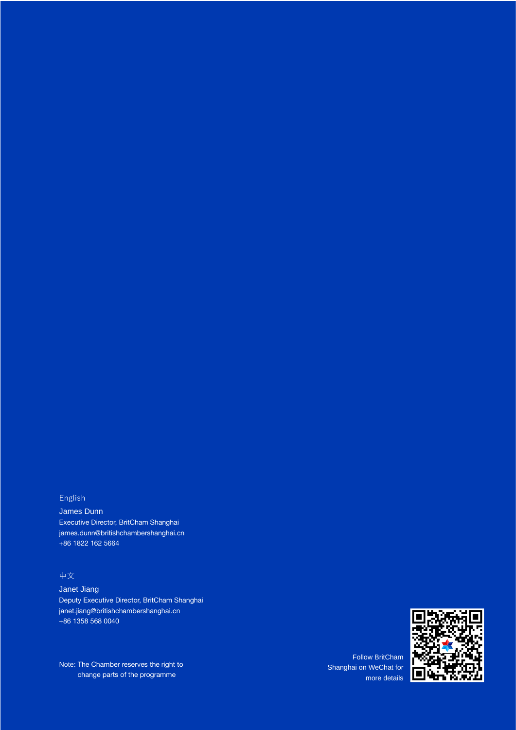English

James Dunn
Executive Director, BritCham Shanghai
james.dunn@britishchambershanghai.cn
+86 1822 162 5664

中文

Janet Jiang
Deputy Executive Director, BritCham Shanghai
janet.jiang@britishchambershanghai.cn
+86 1358 568 0040

Note: The Chamber reserves the right to change parts of the programme

Follow BritCham Shanghai on WeChat for more details